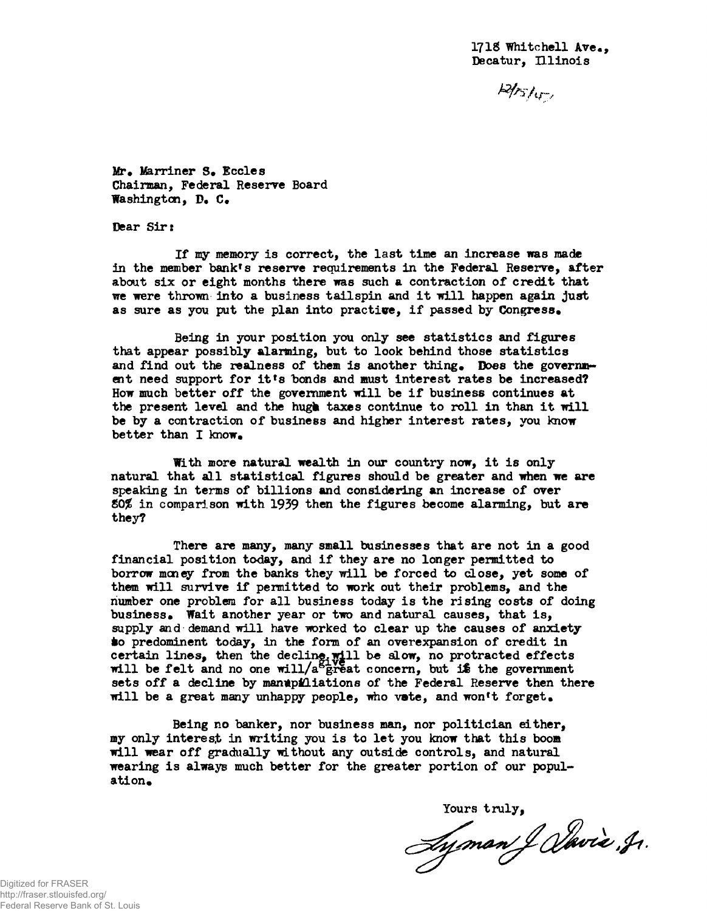1718 Whitchell Ave.,
Decatur, Illinois

12/15/45

Mr. Marriner S. Eccles
Chairman, Federal Reserve Board
Washington, D. C.

Dear Sir:

If my memory is correct, the last time an increase was made in the member bank's reserve requirements in the Federal Reserve, after about six or eight months there was such a contraction of credit that we were thrown into a business tailspin and it will happen again just as sure as you put the plan into practice, if passed by Congress.

Being in your position you only see statistics and figures that appear possibly alarming, but to look behind those statistics and find out the realness of them is another thing. Does the government need support for it's bonds and must interest rates be increased? How much better off the government will be if business continues at the present level and the huge taxes continue to roll in than it will be by a contraction of business and higher interest rates, you know better than I know.

With more natural wealth in our country now, it is only natural that all statistical figures should be greater and when we are speaking in terms of billions and considering an increase of over 80% in comparison with 1939 then the figures become alarming, but are they?

There are many, many small businesses that are not in a good financial position today, and if they are no longer permitted to borrow money from the banks they will be forced to close, yet some of them will survive if permitted to work out their problems, and the number one problem for all business today is the rising costs of doing business. Wait another year or two and natural causes, that is, supply and demand will have worked to clear up the causes of anxiety so predominent today, in the form of an overexpansion of credit in certain lines, then the decline will be slow, no protracted effects will be felt and no one will give a great concern, but if the government sets off a decline by manipulations of the Federal Reserve then there will be a great many unhappy people, who vote, and won't forget.

Being no banker, nor business man, nor politician either, my only interest in writing you is to let you know that this boom will wear off gradually without any outside controls, and natural wearing is always much better for the greater portion of our population.

Yours truly,

Lyman J. Davis, Jr.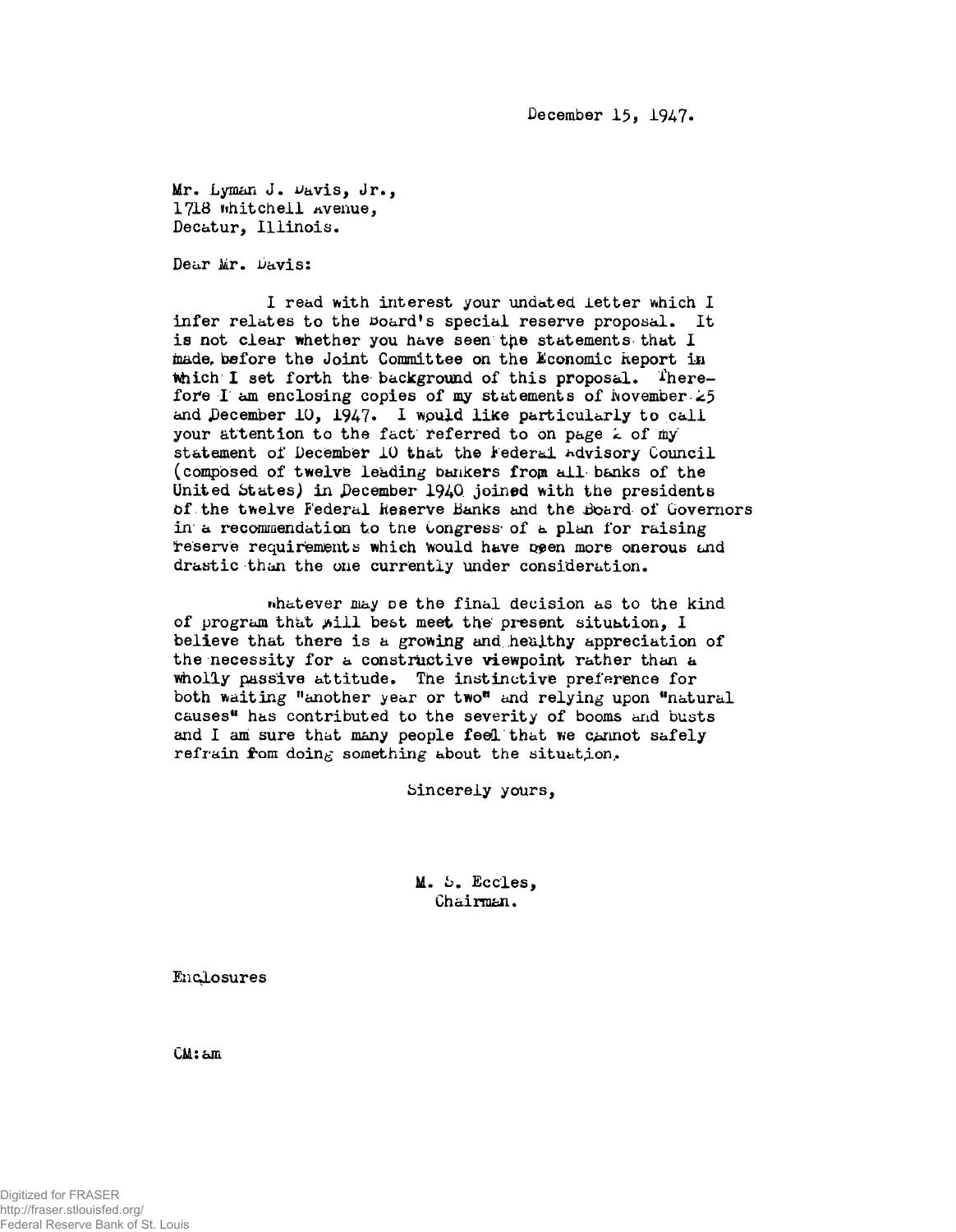December 15, 1947.

Mr. Lyman J. Davis, Jr.,
1718 Whitchell Avenue,
Decatur, Illinois.

Dear Mr. Davis:

I read with interest your undated letter which I infer relates to the Board's special reserve proposal. It is not clear whether you have seen the statements that I made before the Joint Committee on the Economic Report in which I set forth the background of this proposal. Therefore I am enclosing copies of my statements of November 25 and December 10, 1947. I would like particularly to call your attention to the fact referred to on page 2 of my statement of December 10 that the Federal Advisory Council (composed of twelve leading bankers from all banks of the United States) in December 1940 joined with the presidents of the twelve Federal Reserve Banks and the Board of Governors in a recommendation to the Congress of a plan for raising reserve requirements which would have been more onerous and drastic than the one currently under consideration.

Whatever may be the final decision as to the kind of program that will best meet the present situation, I believe that there is a growing and healthy appreciation of the necessity for a constructive viewpoint rather than a wholly passive attitude. The instinctive preference for both waiting "another year or two" and relying upon "natural causes" has contributed to the severity of booms and busts and I am sure that many people feel that we cannot safely refrain from doing something about the situation.

Sincerely yours,

M. S. Eccles,
Chairman.

Enclosures

CM:am